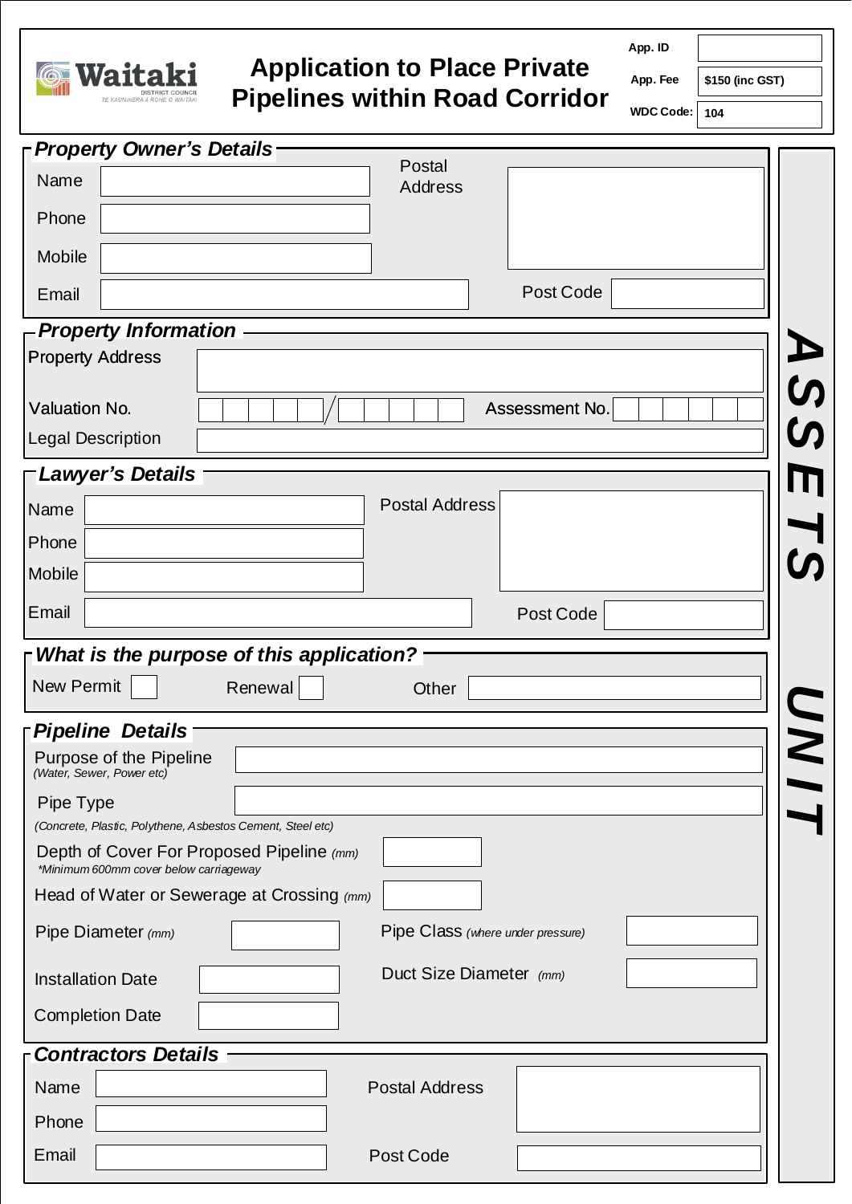Waitaki DISTRICT COUNCIL
TE KAUNIHERA Ā ROHE O WAITAKI

# Application to Place Private Pipelines within Road Corridor

| App. ID | |
|---|---|
| App. Fee | $150 (inc GST) |
| WDC Code: | 104 |

## Property Owner's Details

Name: ____________________

Phone: ____________________

Mobile: ____________________

Email: ____________________

Postal Address: ____________________

Post Code: ____________________

## Property Information

Property Address: ____________________

Valuation No. ____________________ / ____________________

Assessment No. ____________________

Legal Description: ____________________

## Lawyer's Details

Name: ____________________

Phone: ____________________

Mobile: ____________________

Email: ____________________

Postal Address: ____________________

Post Code: ____________________

## What is the purpose of this application?

New Permit ☐ Renewal ☐ Other ____________________

## Pipeline Details

Purpose of the Pipeline ____________________
*(Water, Sewer, Power etc)*

Pipe Type ____________________
*(Concrete, Plastic, Polythene, Asbestos Cement, Steel etc)*

Depth of Cover For Proposed Pipeline *(mm)* ____________________
**Minimum 600mm cover below carriageway*

Head of Water or Sewerage at Crossing *(mm)* ____________________

Pipe Diameter *(mm)* ____________________

Pipe Class *(where under pressure)* ____________________

Installation Date ____________________

Duct Size Diameter *(mm)* ____________________

Completion Date ____________________

## Contractors Details

Name: ____________________

Phone: ____________________

Email: ____________________

Postal Address: ____________________

Post Code: ____________________

ASSETS UNIT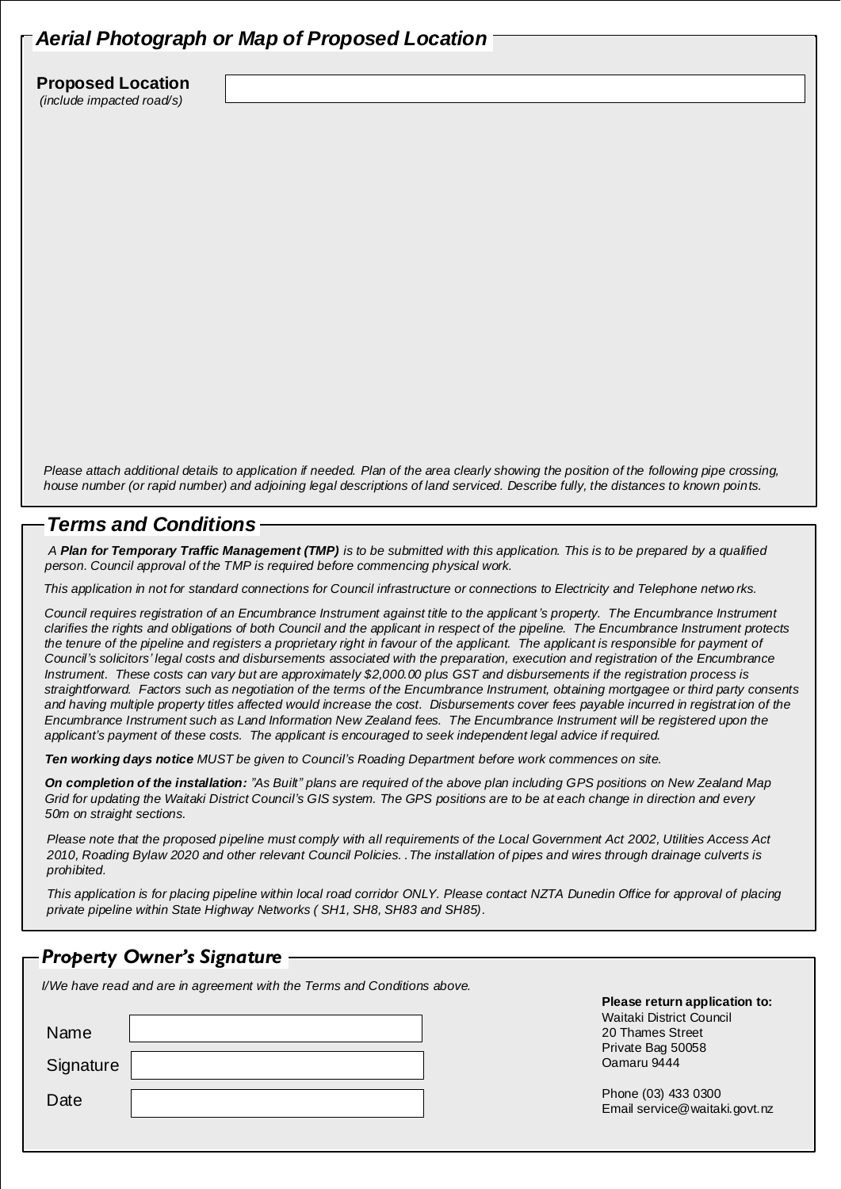## *Aerial Photograph or Map of Proposed Location*

**Proposed Location**
*(include impacted road/s)*

*Please attach additional details to application if needed. Plan of the area clearly showing the position of the following pipe crossing, house number (or rapid number) and adjoining legal descriptions of land serviced. Describe fully, the distances to known points.*

## *Terms and Conditions*

*A **Plan for Temporary Traffic Management (TMP)** is to be submitted with this application. This is to be prepared by a qualified person. Council approval of the TMP is required before commencing physical work.*

*This application in not for standard connections for Council infrastructure or connections to Electricity and Telephone netwo rks.*

*Council requires registration of an Encumbrance Instrument against title to the applicant's property. The Encumbrance Instrument clarifies the rights and obligations of both Council and the applicant in respect of the pipeline. The Encumbrance Instrument protects the tenure of the pipeline and registers a proprietary right in favour of the applicant. The applicant is responsible for payment of Council's solicitors' legal costs and disbursements associated with the preparation, execution and registration of the Encumbrance Instrument. These costs can vary but are approximately $2,000.00 plus GST and disbursements if the registration process is straightforward. Factors such as negotiation of the terms of the Encumbrance Instrument, obtaining mortgagee or third party consents and having multiple property titles affected would increase the cost. Disbursements cover fees payable incurred in registration of the Encumbrance Instrument such as Land Information New Zealand fees. The Encumbrance Instrument will be registered upon the applicant's payment of these costs. The applicant is encouraged to seek independent legal advice if required.*

***Ten working days notice** MUST be given to Council's Roading Department before work commences on site.*

***On completion of the installation:** "As Built" plans are required of the above plan including GPS positions on New Zealand Map Grid for updating the Waitaki District Council's GIS system. The GPS positions are to be at each change in direction and every 50m on straight sections.*

*Please note that the proposed pipeline must comply with all requirements of the Local Government Act 2002, Utilities Access Act 2010, Roading Bylaw 2020 and other relevant Council Policies. . The installation of pipes and wires through drainage culverts is prohibited.*

*This application is for placing pipeline within local road corridor ONLY. Please contact NZTA Dunedin Office for approval of placing private pipeline within State Highway Networks ( SH1, SH8, SH83 and SH85).*

## *Property Owner's Signature*

*I/We have read and are in agreement with the Terms and Conditions above.*

Name

Signature

Date

**Please return application to:**
Waitaki District Council
20 Thames Street
Private Bag 50058
Oamaru 9444

Phone (03) 433 0300
Email service@waitaki.govt.nz